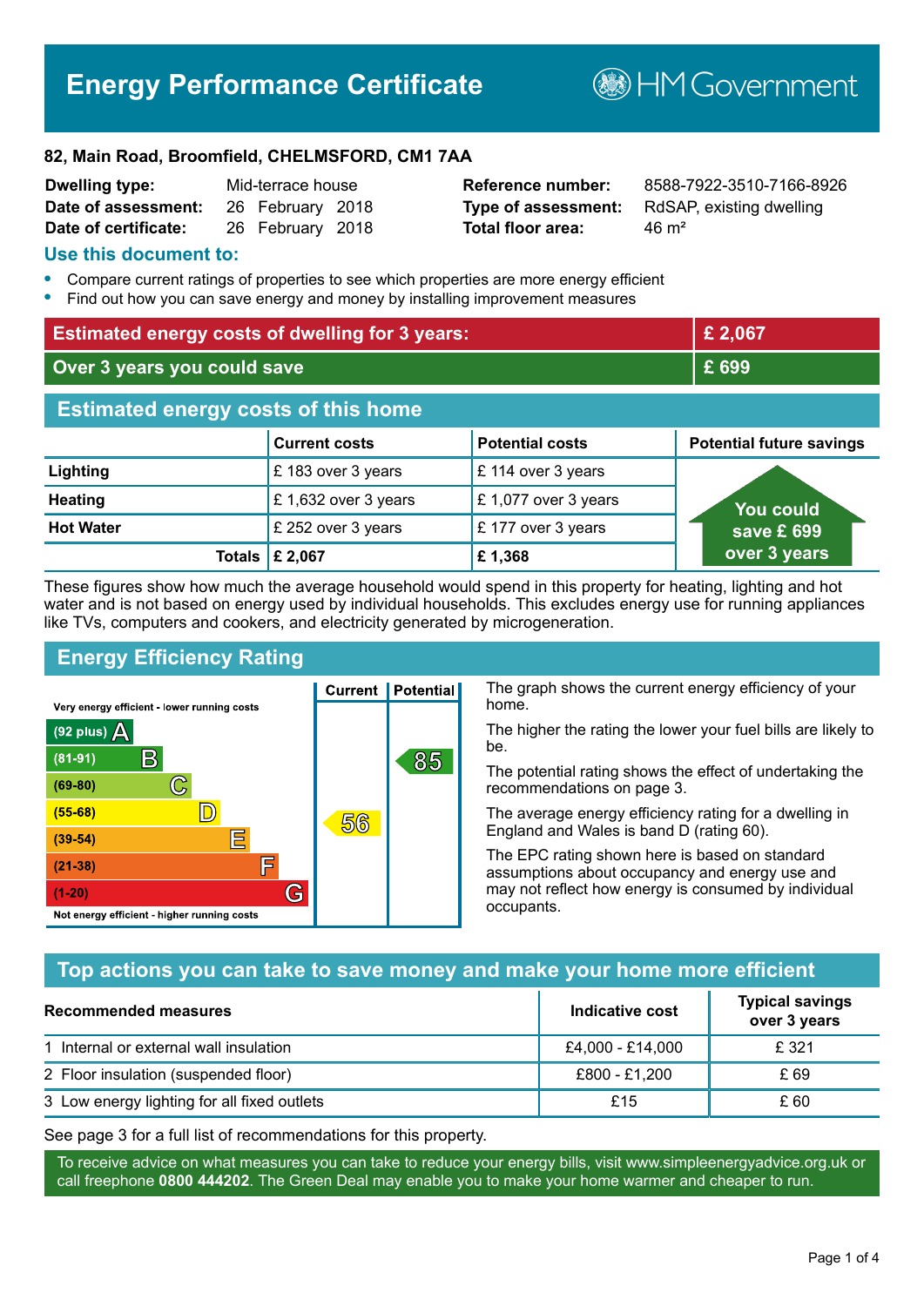# Energy Performance Certificate

HM Government

**82, Main Road, Broomfield, CHELMSFORD, CM1 7AA**

| | | | |
|---|---|---|---|
| **Dwelling type:** | Mid-terrace house | **Reference number:** | 8588-7922-3510-7166-8926 |
| **Date of assessment:** | 26 February 2018 | **Type of assessment:** | RdSAP, existing dwelling |
| **Date of certificate:** | 26 February 2018 | **Total floor area:** | 46 m² |

## Use this document to:

- Compare current ratings of properties to see which properties are more energy efficient
- Find out how you can save energy and money by installing improvement measures

| | |
|---|---|
| **Estimated energy costs of dwelling for 3 years:** | **£ 2,067** |
| **Over 3 years you could save** | **£ 699** |

## Estimated energy costs of this home

| | Current costs | Potential costs | Potential future savings |
|---|---|---|---|
| **Lighting** | £ 183 over 3 years | £ 114 over 3 years | You could save £ 699 over 3 years |
| **Heating** | £ 1,632 over 3 years | £ 1,077 over 3 years | |
| **Hot Water** | £ 252 over 3 years | £ 177 over 3 years | |
| **Totals** | **£ 2,067** | **£ 1,368** | |

These figures show how much the average household would spend in this property for heating, lighting and hot water and is not based on energy used by individual households. This excludes energy use for running appliances like TVs, computers and cookers, and electricity generated by microgeneration.

## Energy Efficiency Rating

| Rating | Current | Potential |
|---|---|---|
| Very energy efficient - lower running costs | | |
| (92 plus) A | | |
| (81-91) B | | 85 |
| (69-80) C | | |
| (55-68) D | 56 | |
| (39-54) E | | |
| (21-38) F | | |
| (1-20) G | | |
| Not energy efficient - higher running costs | | |

The graph shows the current energy efficiency of your home.

The higher the rating the lower your fuel bills are likely to be.

The potential rating shows the effect of undertaking the recommendations on page 3.

The average energy efficiency rating for a dwelling in England and Wales is band D (rating 60).

The EPC rating shown here is based on standard assumptions about occupancy and energy use and may not reflect how energy is consumed by individual occupants.

## Top actions you can take to save money and make your home more efficient

| Recommended measures | Indicative cost | Typical savings over 3 years |
|---|---|---|
| 1 Internal or external wall insulation | £4,000 - £14,000 | £ 321 |
| 2 Floor insulation (suspended floor) | £800 - £1,200 | £ 69 |
| 3 Low energy lighting for all fixed outlets | £15 | £ 60 |

See page 3 for a full list of recommendations for this property.

To receive advice on what measures you can take to reduce your energy bills, visit www.simpleenergyadvice.org.uk or call freephone **0800 444202**. The Green Deal may enable you to make your home warmer and cheaper to run.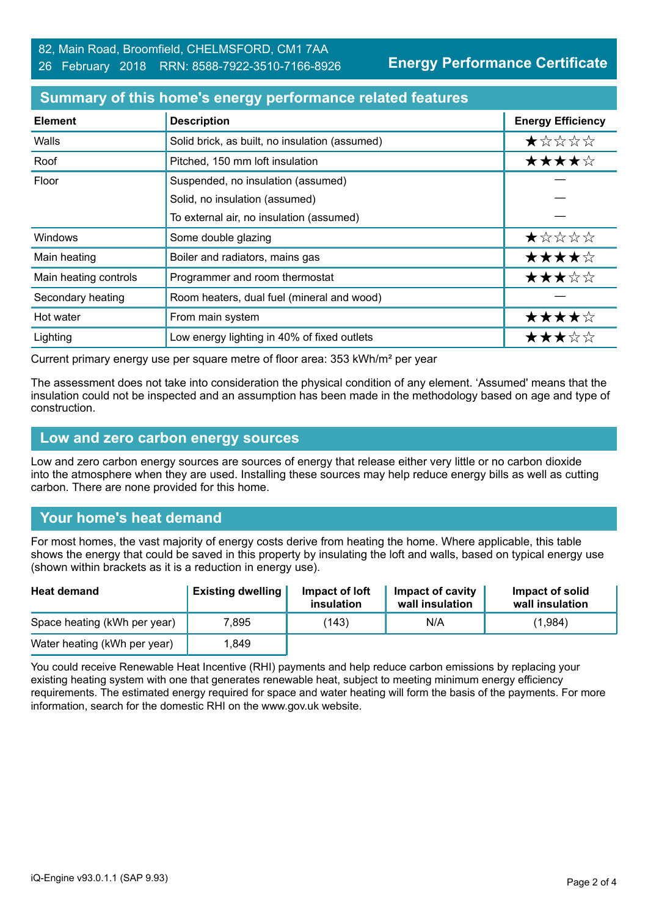82, Main Road, Broomfield, CHELMSFORD, CM1 7AA
26 February 2018 RRN: 8588-7922-3510-7166-8926

**Energy Performance Certificate**

## Summary of this home's energy performance related features

| Element | Description | Energy Efficiency |
|---|---|---|
| Walls | Solid brick, as built, no insulation (assumed) | ★☆☆☆☆ |
| Roof | Pitched, 150 mm loft insulation | ★★★★☆ |
| Floor | Suspended, no insulation (assumed) | — |
| | Solid, no insulation (assumed) | — |
| | To external air, no insulation (assumed) | — |
| Windows | Some double glazing | ★☆☆☆☆ |
| Main heating | Boiler and radiators, mains gas | ★★★★☆ |
| Main heating controls | Programmer and room thermostat | ★★★☆☆ |
| Secondary heating | Room heaters, dual fuel (mineral and wood) | — |
| Hot water | From main system | ★★★★☆ |
| Lighting | Low energy lighting in 40% of fixed outlets | ★★★☆☆ |

Current primary energy use per square metre of floor area: 353 kWh/m² per year

The assessment does not take into consideration the physical condition of any element. 'Assumed' means that the insulation could not be inspected and an assumption has been made in the methodology based on age and type of construction.

## Low and zero carbon energy sources

Low and zero carbon energy sources are sources of energy that release either very little or no carbon dioxide into the atmosphere when they are used. Installing these sources may help reduce energy bills as well as cutting carbon. There are none provided for this home.

## Your home's heat demand

For most homes, the vast majority of energy costs derive from heating the home. Where applicable, this table shows the energy that could be saved in this property by insulating the loft and walls, based on typical energy use (shown within brackets as it is a reduction in energy use).

| Heat demand | Existing dwelling | Impact of loft insulation | Impact of cavity wall insulation | Impact of solid wall insulation |
|---|---|---|---|---|
| Space heating (kWh per year) | 7,895 | (143) | N/A | (1,984) |
| Water heating (kWh per year) | 1,849 | | | |

You could receive Renewable Heat Incentive (RHI) payments and help reduce carbon emissions by replacing your existing heating system with one that generates renewable heat, subject to meeting minimum energy efficiency requirements. The estimated energy required for space and water heating will form the basis of the payments. For more information, search for the domestic RHI on the www.gov.uk website.

iQ-Engine v93.0.1.1 (SAP 9.93)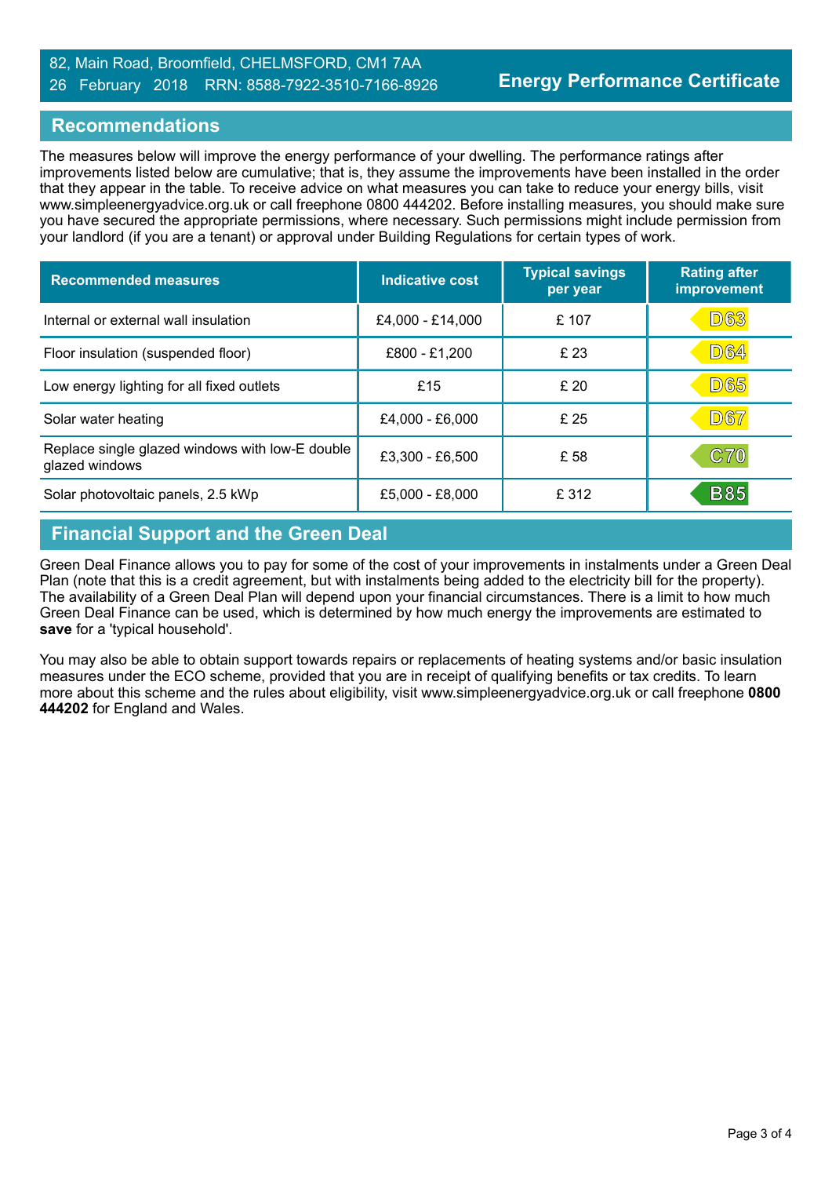82, Main Road, Broomfield, CHELMSFORD, CM1 7AA
26 February 2018 RRN: 8588-7922-3510-7166-8926

**Energy Performance Certificate**

## Recommendations

The measures below will improve the energy performance of your dwelling. The performance ratings after improvements listed below are cumulative; that is, they assume the improvements have been installed in the order that they appear in the table. To receive advice on what measures you can take to reduce your energy bills, visit www.simpleenergyadvice.org.uk or call freephone 0800 444202. Before installing measures, you should make sure you have secured the appropriate permissions, where necessary. Such permissions might include permission from your landlord (if you are a tenant) or approval under Building Regulations for certain types of work.

| Recommended measures | Indicative cost | Typical savings per year | Rating after improvement |
|---|---|---|---|
| Internal or external wall insulation | £4,000 - £14,000 | £ 107 | D63 |
| Floor insulation (suspended floor) | £800 - £1,200 | £ 23 | D64 |
| Low energy lighting for all fixed outlets | £15 | £ 20 | D65 |
| Solar water heating | £4,000 - £6,000 | £ 25 | D67 |
| Replace single glazed windows with low-E double glazed windows | £3,300 - £6,500 | £ 58 | C70 |
| Solar photovoltaic panels, 2.5 kWp | £5,000 - £8,000 | £ 312 | B85 |

## Financial Support and the Green Deal

Green Deal Finance allows you to pay for some of the cost of your improvements in instalments under a Green Deal Plan (note that this is a credit agreement, but with instalments being added to the electricity bill for the property). The availability of a Green Deal Plan will depend upon your financial circumstances. There is a limit to how much Green Deal Finance can be used, which is determined by how much energy the improvements are estimated to **save** for a 'typical household'.

You may also be able to obtain support towards repairs or replacements of heating systems and/or basic insulation measures under the ECO scheme, provided that you are in receipt of qualifying benefits or tax credits. To learn more about this scheme and the rules about eligibility, visit www.simpleenergyadvice.org.uk or call freephone **0800 444202** for England and Wales.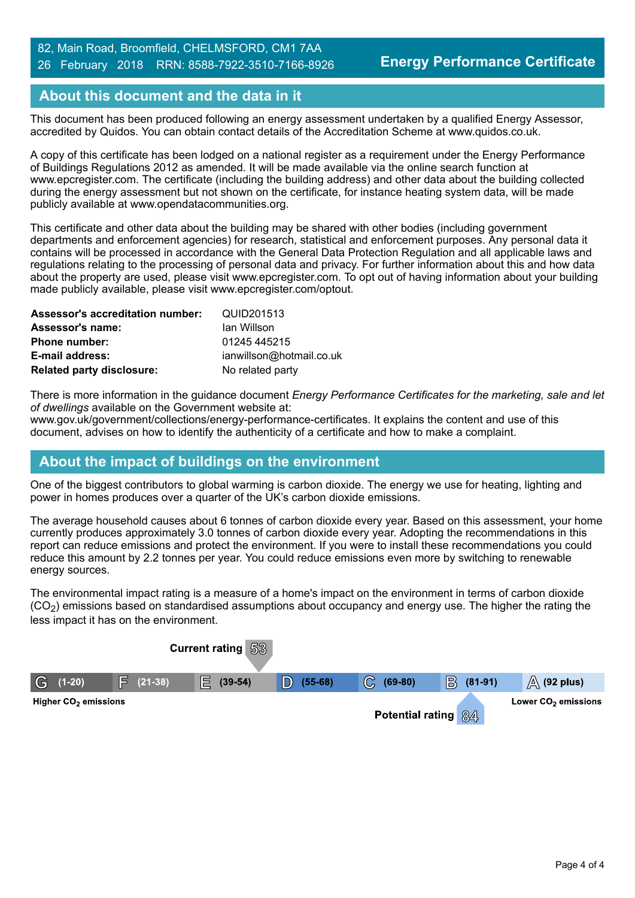82, Main Road, Broomfield, CHELMSFORD, CM1 7AA
26 February 2018 RRN: 8588-7922-3510-7166-8926

**Energy Performance Certificate**

## About this document and the data in it

This document has been produced following an energy assessment undertaken by a qualified Energy Assessor, accredited by Quidos. You can obtain contact details of the Accreditation Scheme at www.quidos.co.uk.

A copy of this certificate has been lodged on a national register as a requirement under the Energy Performance of Buildings Regulations 2012 as amended. It will be made available via the online search function at www.epcregister.com. The certificate (including the building address) and other data about the building collected during the energy assessment but not shown on the certificate, for instance heating system data, will be made publicly available at www.opendatacommunities.org.

This certificate and other data about the building may be shared with other bodies (including government departments and enforcement agencies) for research, statistical and enforcement purposes. Any personal data it contains will be processed in accordance with the General Data Protection Regulation and all applicable laws and regulations relating to the processing of personal data and privacy. For further information about this and how data about the property are used, please visit www.epcregister.com. To opt out of having information about your building made publicly available, please visit www.epcregister.com/optout.

| | |
|---|---|
| **Assessor's accreditation number:** | QUID201513 |
| **Assessor's name:** | Ian Willson |
| **Phone number:** | 01245 445215 |
| **E-mail address:** | ianwillson@hotmail.co.uk |
| **Related party disclosure:** | No related party |

There is more information in the guidance document *Energy Performance Certificates for the marketing, sale and let of dwellings* available on the Government website at: www.gov.uk/government/collections/energy-performance-certificates. It explains the content and use of this document, advises on how to identify the authenticity of a certificate and how to make a complaint.

## About the impact of buildings on the environment

One of the biggest contributors to global warming is carbon dioxide. The energy we use for heating, lighting and power in homes produces over a quarter of the UK's carbon dioxide emissions.

The average household causes about 6 tonnes of carbon dioxide every year. Based on this assessment, your home currently produces approximately 3.0 tonnes of carbon dioxide every year. Adopting the recommendations in this report can reduce emissions and protect the environment. If you were to install these recommendations you could reduce this amount by 2.2 tonnes per year. You could reduce emissions even more by switching to renewable energy sources.

The environmental impact rating is a measure of a home's impact on the environment in terms of carbon dioxide ($CO_2$) emissions based on standardised assumptions about occupancy and energy use. The higher the rating the less impact it has on the environment.

Current rating 53

G (1-20) F (21-38) E (39-54) D (55-68) C (69-80) B (81-91) A (92 plus)

Higher $CO_2$ emissions

Lower $CO_2$ emissions

Potential rating 84